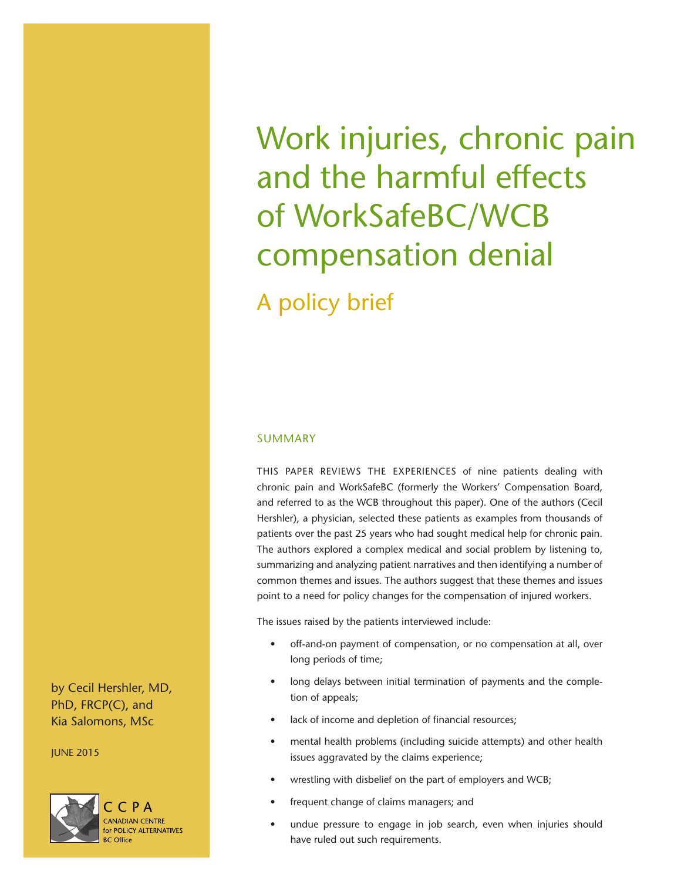# Work injuries, chronic pain and the harmful effects of WorkSafeBC/WCB compensation denial

## A policy brief

by Cecil Hershler, MD, PhD, FRCP(C), and Kia Salomons, MSc

JUNE 2015

CCPA
CANADIAN CENTRE for POLICY ALTERNATIVES
BC Office

### SUMMARY

THIS PAPER REVIEWS THE EXPERIENCES of nine patients dealing with chronic pain and WorkSafeBC (formerly the Workers' Compensation Board, and referred to as the WCB throughout this paper). One of the authors (Cecil Hershler), a physician, selected these patients as examples from thousands of patients over the past 25 years who had sought medical help for chronic pain. The authors explored a complex medical and social problem by listening to, summarizing and analyzing patient narratives and then identifying a number of common themes and issues. The authors suggest that these themes and issues point to a need for policy changes for the compensation of injured workers.

The issues raised by the patients interviewed include:

- off-and-on payment of compensation, or no compensation at all, over long periods of time;
- long delays between initial termination of payments and the completion of appeals;
- lack of income and depletion of financial resources;
- mental health problems (including suicide attempts) and other health issues aggravated by the claims experience;
- wrestling with disbelief on the part of employers and WCB;
- frequent change of claims managers; and
- undue pressure to engage in job search, even when injuries should have ruled out such requirements.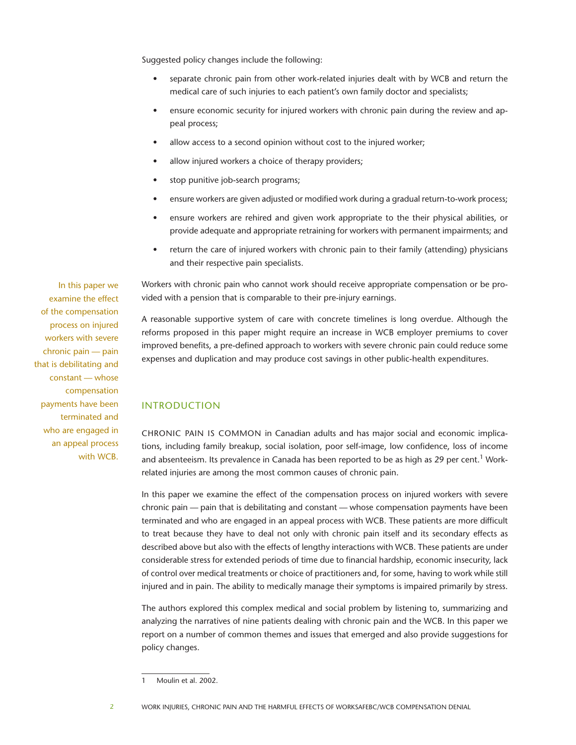Suggested policy changes include the following:

- separate chronic pain from other work-related injuries dealt with by WCB and return the medical care of such injuries to each patient's own family doctor and specialists;
- ensure economic security for injured workers with chronic pain during the review and appeal process;
- allow access to a second opinion without cost to the injured worker;
- allow injured workers a choice of therapy providers;
- stop punitive job-search programs;
- ensure workers are given adjusted or modified work during a gradual return-to-work process;
- ensure workers are rehired and given work appropriate to the their physical abilities, or provide adequate and appropriate retraining for workers with permanent impairments; and
- return the care of injured workers with chronic pain to their family (attending) physicians and their respective pain specialists.

Workers with chronic pain who cannot work should receive appropriate compensation or be provided with a pension that is comparable to their pre-injury earnings.

A reasonable supportive system of care with concrete timelines is long overdue. Although the reforms proposed in this paper might require an increase in WCB employer premiums to cover improved benefits, a pre-defined approach to workers with severe chronic pain could reduce some expenses and duplication and may produce cost savings in other public-health expenditures.

> In this paper we examine the effect of the compensation process on injured workers with severe chronic pain — pain that is debilitating and constant — whose compensation payments have been terminated and who are engaged in an appeal process with WCB.

## INTRODUCTION

CHRONIC PAIN IS COMMON in Canadian adults and has major social and economic implications, including family breakup, social isolation, poor self-image, low confidence, loss of income and absenteeism. Its prevalence in Canada has been reported to be as high as 29 per cent.[1] Work-related injuries are among the most common causes of chronic pain.

In this paper we examine the effect of the compensation process on injured workers with severe chronic pain — pain that is debilitating and constant — whose compensation payments have been terminated and who are engaged in an appeal process with WCB. These patients are more difficult to treat because they have to deal not only with chronic pain itself and its secondary effects as described above but also with the effects of lengthy interactions with WCB. These patients are under considerable stress for extended periods of time due to financial hardship, economic insecurity, lack of control over medical treatments or choice of practitioners and, for some, having to work while still injured and in pain. The ability to medically manage their symptoms is impaired primarily by stress.

The authors explored this complex medical and social problem by listening to, summarizing and analyzing the narratives of nine patients dealing with chronic pain and the WCB. In this paper we report on a number of common themes and issues that emerged and also provide suggestions for policy changes.

---

1 Moulin et al. 2002.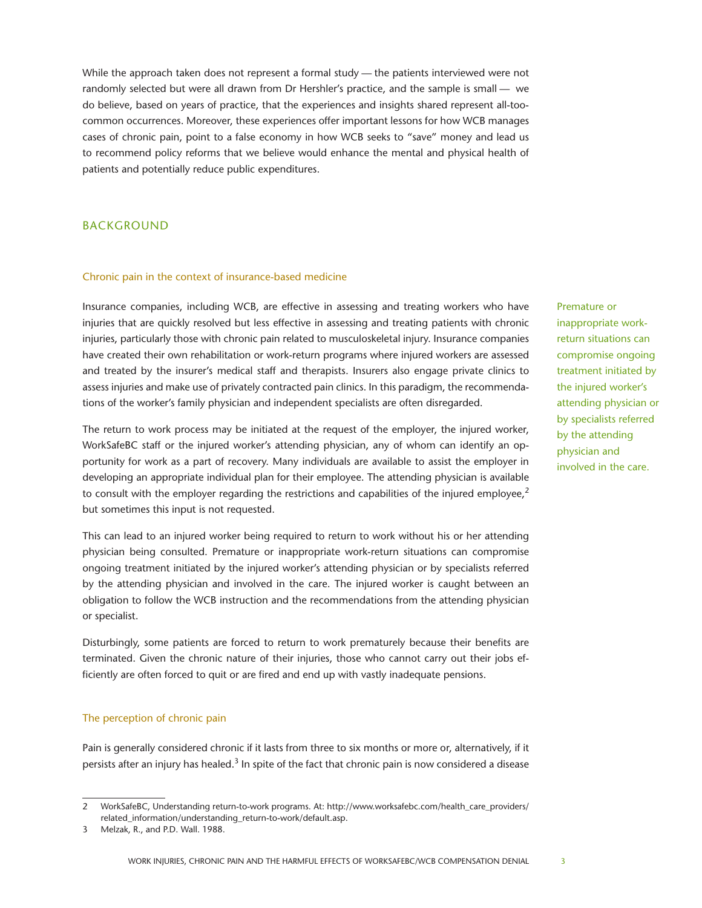While the approach taken does not represent a formal study — the patients interviewed were not randomly selected but were all drawn from Dr Hershler's practice, and the sample is small — we do believe, based on years of practice, that the experiences and insights shared represent all-too-common occurrences. Moreover, these experiences offer important lessons for how WCB manages cases of chronic pain, point to a false economy in how WCB seeks to "save" money and lead us to recommend policy reforms that we believe would enhance the mental and physical health of patients and potentially reduce public expenditures.

## BACKGROUND

### Chronic pain in the context of insurance-based medicine

Insurance companies, including WCB, are effective in assessing and treating workers who have injuries that are quickly resolved but less effective in assessing and treating patients with chronic injuries, particularly those with chronic pain related to musculoskeletal injury. Insurance companies have created their own rehabilitation or work-return programs where injured workers are assessed and treated by the insurer's medical staff and therapists. Insurers also engage private clinics to assess injuries and make use of privately contracted pain clinics. In this paradigm, the recommendations of the worker's family physician and independent specialists are often disregarded.

The return to work process may be initiated at the request of the employer, the injured worker, WorkSafeBC staff or the injured worker's attending physician, any of whom can identify an opportunity for work as a part of recovery. Many individuals are available to assist the employer in developing an appropriate individual plan for their employee. The attending physician is available to consult with the employer regarding the restrictions and capabilities of the injured employee,[2] but sometimes this input is not requested.

This can lead to an injured worker being required to return to work without his or her attending physician being consulted. Premature or inappropriate work-return situations can compromise ongoing treatment initiated by the injured worker's attending physician or by specialists referred by the attending physician and involved in the care. The injured worker is caught between an obligation to follow the WCB instruction and the recommendations from the attending physician or specialist.

> Premature or inappropriate work-return situations can compromise ongoing treatment initiated by the injured worker's attending physician or by specialists referred by the attending physician and involved in the care.

Disturbingly, some patients are forced to return to work prematurely because their benefits are terminated. Given the chronic nature of their injuries, those who cannot carry out their jobs efficiently are often forced to quit or are fired and end up with vastly inadequate pensions.

### The perception of chronic pain

Pain is generally considered chronic if it lasts from three to six months or more or, alternatively, if it persists after an injury has healed.[3] In spite of the fact that chronic pain is now considered a disease

---

2 WorkSafeBC, Understanding return-to-work programs. At: http://www.worksafebc.com/health_care_providers/related_information/understanding_return-to-work/default.asp.

3 Melzak, R., and P.D. Wall. 1988.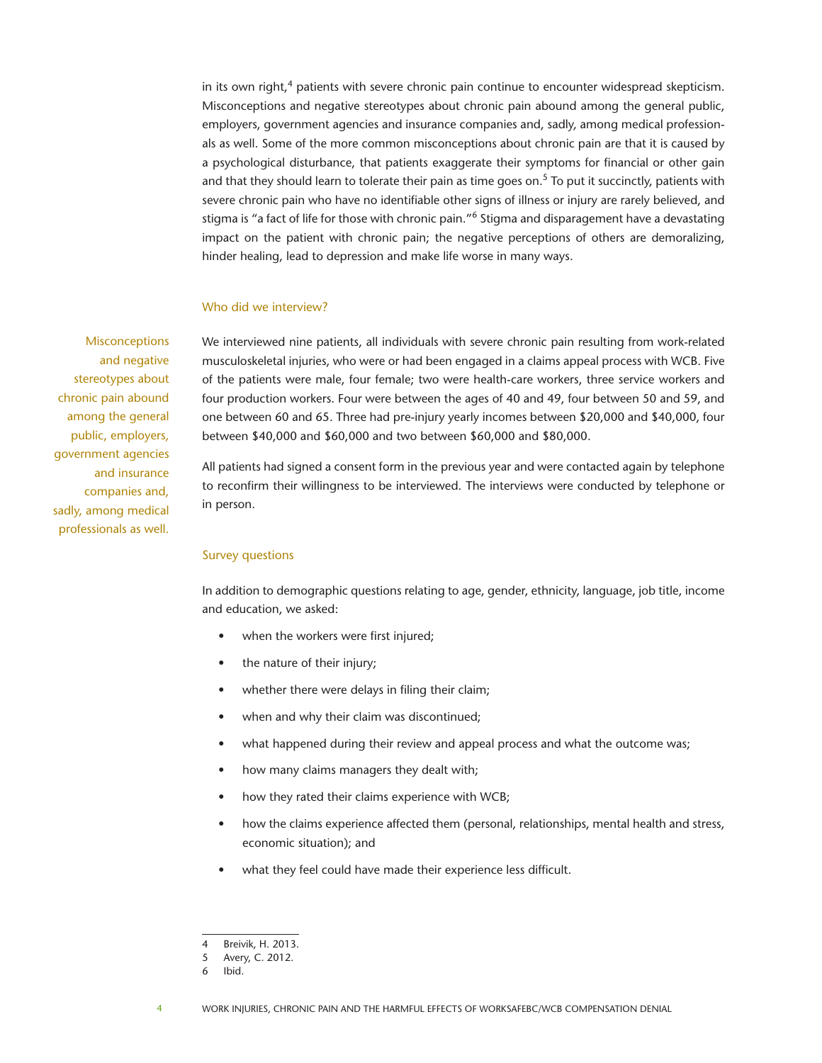in its own right,[4] patients with severe chronic pain continue to encounter widespread skepticism. Misconceptions and negative stereotypes about chronic pain abound among the general public, employers, government agencies and insurance companies and, sadly, among medical professionals as well. Some of the more common misconceptions about chronic pain are that it is caused by a psychological disturbance, that patients exaggerate their symptoms for financial or other gain and that they should learn to tolerate their pain as time goes on.[5] To put it succinctly, patients with severe chronic pain who have no identifiable other signs of illness or injury are rarely believed, and stigma is "a fact of life for those with chronic pain."[6] Stigma and disparagement have a devastating impact on the patient with chronic pain; the negative perceptions of others are demoralizing, hinder healing, lead to depression and make life worse in many ways.

### Who did we interview?

> Misconceptions and negative stereotypes about chronic pain abound among the general public, employers, government agencies and insurance companies and, sadly, among medical professionals as well.

We interviewed nine patients, all individuals with severe chronic pain resulting from work-related musculoskeletal injuries, who were or had been engaged in a claims appeal process with WCB. Five of the patients were male, four female; two were health-care workers, three service workers and four production workers. Four were between the ages of 40 and 49, four between 50 and 59, and one between 60 and 65. Three had pre-injury yearly incomes between $20,000 and $40,000, four between $40,000 and $60,000 and two between $60,000 and $80,000.

All patients had signed a consent form in the previous year and were contacted again by telephone to reconfirm their willingness to be interviewed. The interviews were conducted by telephone or in person.

### Survey questions

In addition to demographic questions relating to age, gender, ethnicity, language, job title, income and education, we asked:

- when the workers were first injured;
- the nature of their injury;
- whether there were delays in filing their claim;
- when and why their claim was discontinued;
- what happened during their review and appeal process and what the outcome was;
- how many claims managers they dealt with;
- how they rated their claims experience with WCB;
- how the claims experience affected them (personal, relationships, mental health and stress, economic situation); and
- what they feel could have made their experience less difficult.

---

4 Breivik, H. 2013.
5 Avery, C. 2012.
6 Ibid.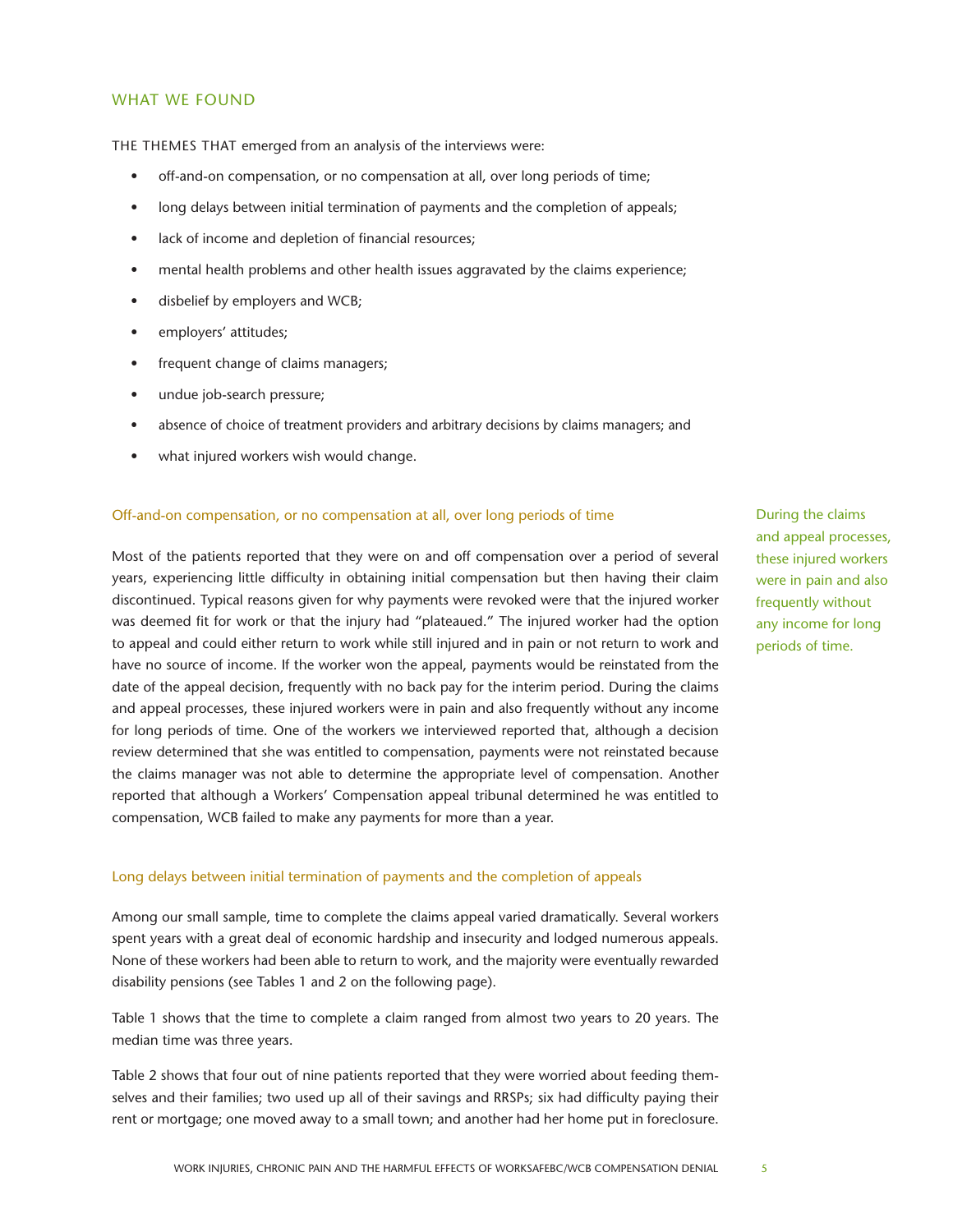## WHAT WE FOUND

THE THEMES THAT emerged from an analysis of the interviews were:

- off-and-on compensation, or no compensation at all, over long periods of time;
- long delays between initial termination of payments and the completion of appeals;
- lack of income and depletion of financial resources;
- mental health problems and other health issues aggravated by the claims experience;
- disbelief by employers and WCB;
- employers' attitudes;
- frequent change of claims managers;
- undue job-search pressure;
- absence of choice of treatment providers and arbitrary decisions by claims managers; and
- what injured workers wish would change.

### Off-and-on compensation, or no compensation at all, over long periods of time

Most of the patients reported that they were on and off compensation over a period of several years, experiencing little difficulty in obtaining initial compensation but then having their claim discontinued. Typical reasons given for why payments were revoked were that the injured worker was deemed fit for work or that the injury had "plateaued." The injured worker had the option to appeal and could either return to work while still injured and in pain or not return to work and have no source of income. If the worker won the appeal, payments would be reinstated from the date of the appeal decision, frequently with no back pay for the interim period. During the claims and appeal processes, these injured workers were in pain and also frequently without any income for long periods of time. One of the workers we interviewed reported that, although a decision review determined that she was entitled to compensation, payments were not reinstated because the claims manager was not able to determine the appropriate level of compensation. Another reported that although a Workers' Compensation appeal tribunal determined he was entitled to compensation, WCB failed to make any payments for more than a year.

During the claims and appeal processes, these injured workers were in pain and also frequently without any income for long periods of time.

### Long delays between initial termination of payments and the completion of appeals

Among our small sample, time to complete the claims appeal varied dramatically. Several workers spent years with a great deal of economic hardship and insecurity and lodged numerous appeals. None of these workers had been able to return to work, and the majority were eventually rewarded disability pensions (see Tables 1 and 2 on the following page).

Table 1 shows that the time to complete a claim ranged from almost two years to 20 years. The median time was three years.

Table 2 shows that four out of nine patients reported that they were worried about feeding themselves and their families; two used up all of their savings and RRSPs; six had difficulty paying their rent or mortgage; one moved away to a small town; and another had her home put in foreclosure.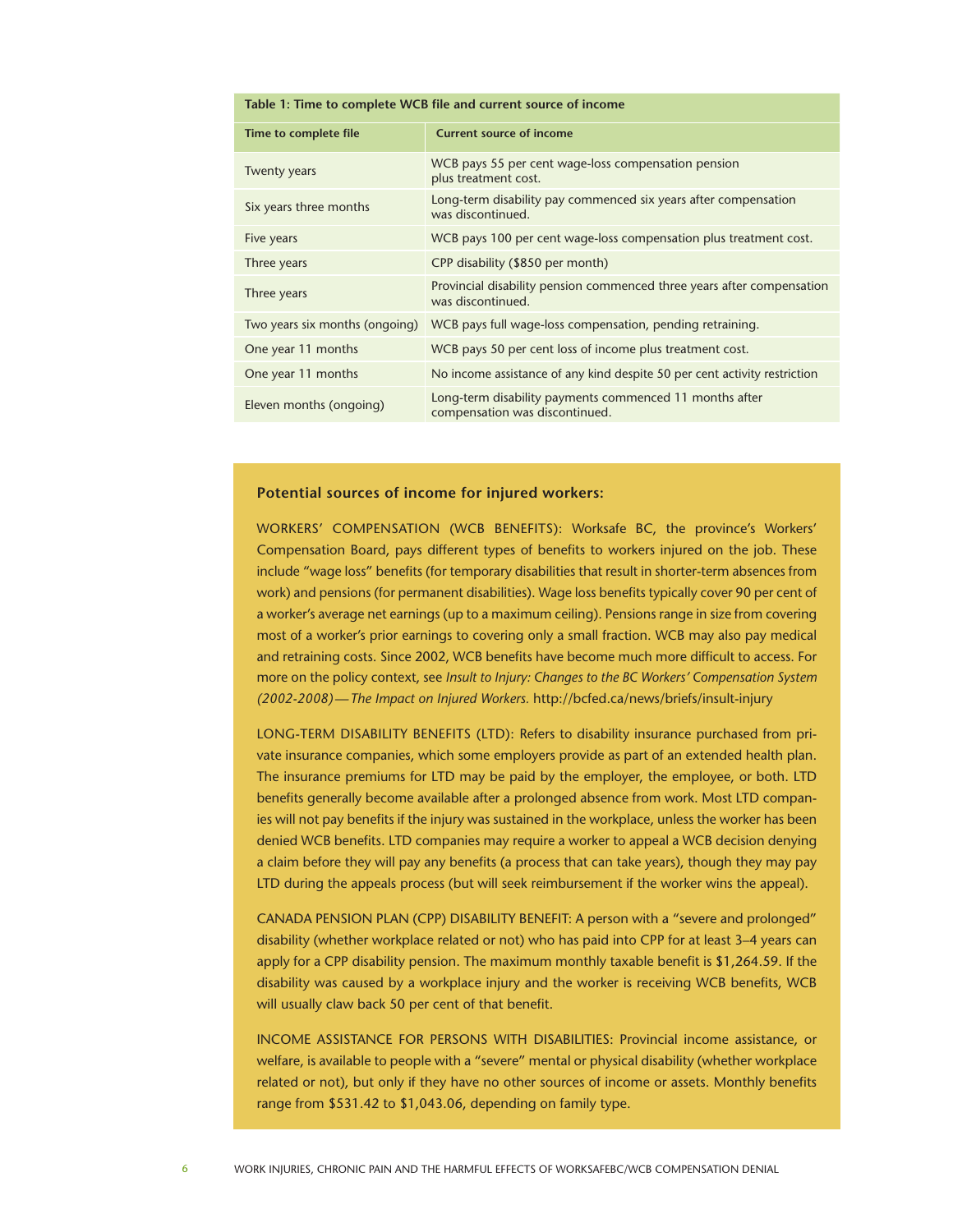**Table 1: Time to complete WCB file and current source of income**

| Time to complete file | Current source of income |
|---|---|
| Twenty years | WCB pays 55 per cent wage-loss compensation pension plus treatment cost. |
| Six years three months | Long-term disability pay commenced six years after compensation was discontinued. |
| Five years | WCB pays 100 per cent wage-loss compensation plus treatment cost. |
| Three years | CPP disability ($850 per month) |
| Three years | Provincial disability pension commenced three years after compensation was discontinued. |
| Two years six months (ongoing) | WCB pays full wage-loss compensation, pending retraining. |
| One year 11 months | WCB pays 50 per cent loss of income plus treatment cost. |
| One year 11 months | No income assistance of any kind despite 50 per cent activity restriction |
| Eleven months (ongoing) | Long-term disability payments commenced 11 months after compensation was discontinued. |

**Potential sources of income for injured workers:**

WORKERS' COMPENSATION (WCB BENEFITS): Worksafe BC, the province's Workers' Compensation Board, pays different types of benefits to workers injured on the job. These include "wage loss" benefits (for temporary disabilities that result in shorter-term absences from work) and pensions (for permanent disabilities). Wage loss benefits typically cover 90 per cent of a worker's average net earnings (up to a maximum ceiling). Pensions range in size from covering most of a worker's prior earnings to covering only a small fraction. WCB may also pay medical and retraining costs. Since 2002, WCB benefits have become much more difficult to access. For more on the policy context, see *Insult to Injury: Changes to the BC Workers' Compensation System (2002-2008)—The Impact on Injured Workers.* http://bcfed.ca/news/briefs/insult-injury

LONG-TERM DISABILITY BENEFITS (LTD): Refers to disability insurance purchased from private insurance companies, which some employers provide as part of an extended health plan. The insurance premiums for LTD may be paid by the employer, the employee, or both. LTD benefits generally become available after a prolonged absence from work. Most LTD companies will not pay benefits if the injury was sustained in the workplace, unless the worker has been denied WCB benefits. LTD companies may require a worker to appeal a WCB decision denying a claim before they will pay any benefits (a process that can take years), though they may pay LTD during the appeals process (but will seek reimbursement if the worker wins the appeal).

CANADA PENSION PLAN (CPP) DISABILITY BENEFIT: A person with a "severe and prolonged" disability (whether workplace related or not) who has paid into CPP for at least 3–4 years can apply for a CPP disability pension. The maximum monthly taxable benefit is $1,264.59. If the disability was caused by a workplace injury and the worker is receiving WCB benefits, WCB will usually claw back 50 per cent of that benefit.

INCOME ASSISTANCE FOR PERSONS WITH DISABILITIES: Provincial income assistance, or welfare, is available to people with a "severe" mental or physical disability (whether workplace related or not), but only if they have no other sources of income or assets. Monthly benefits range from $531.42 to $1,043.06, depending on family type.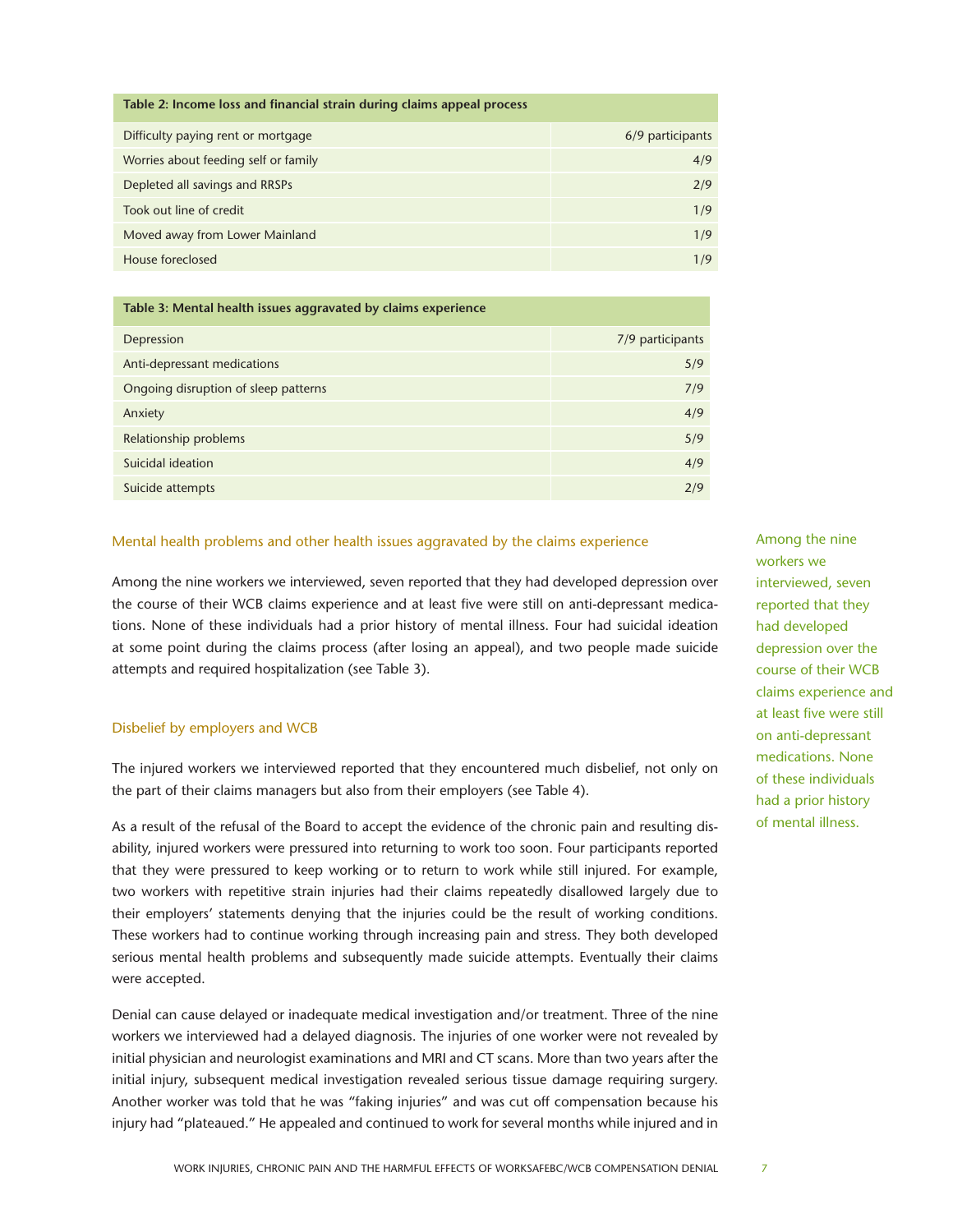| Table 2: Income loss and financial strain during claims appeal process | |
|---|---|
| Difficulty paying rent or mortgage | 6/9 participants |
| Worries about feeding self or family | 4/9 |
| Depleted all savings and RRSPs | 2/9 |
| Took out line of credit | 1/9 |
| Moved away from Lower Mainland | 1/9 |
| House foreclosed | 1/9 |

| Table 3: Mental health issues aggravated by claims experience | |
|---|---|
| Depression | 7/9 participants |
| Anti-depressant medications | 5/9 |
| Ongoing disruption of sleep patterns | 7/9 |
| Anxiety | 4/9 |
| Relationship problems | 5/9 |
| Suicidal ideation | 4/9 |
| Suicide attempts | 2/9 |

### Mental health problems and other health issues aggravated by the claims experience

Among the nine workers we interviewed, seven reported that they had developed depression over the course of their WCB claims experience and at least five were still on anti-depressant medications. None of these individuals had a prior history of mental illness. Four had suicidal ideation at some point during the claims process (after losing an appeal), and two people made suicide attempts and required hospitalization (see Table 3).

> Among the nine workers we interviewed, seven reported that they had developed depression over the course of their WCB claims experience and at least five were still on anti-depressant medications. None of these individuals had a prior history of mental illness.

### Disbelief by employers and WCB

The injured workers we interviewed reported that they encountered much disbelief, not only on the part of their claims managers but also from their employers (see Table 4).

As a result of the refusal of the Board to accept the evidence of the chronic pain and resulting disability, injured workers were pressured into returning to work too soon. Four participants reported that they were pressured to keep working or to return to work while still injured. For example, two workers with repetitive strain injuries had their claims repeatedly disallowed largely due to their employers' statements denying that the injuries could be the result of working conditions. These workers had to continue working through increasing pain and stress. They both developed serious mental health problems and subsequently made suicide attempts. Eventually their claims were accepted.

Denial can cause delayed or inadequate medical investigation and/or treatment. Three of the nine workers we interviewed had a delayed diagnosis. The injuries of one worker were not revealed by initial physician and neurologist examinations and MRI and CT scans. More than two years after the initial injury, subsequent medical investigation revealed serious tissue damage requiring surgery. Another worker was told that he was "faking injuries" and was cut off compensation because his injury had "plateaued." He appealed and continued to work for several months while injured and in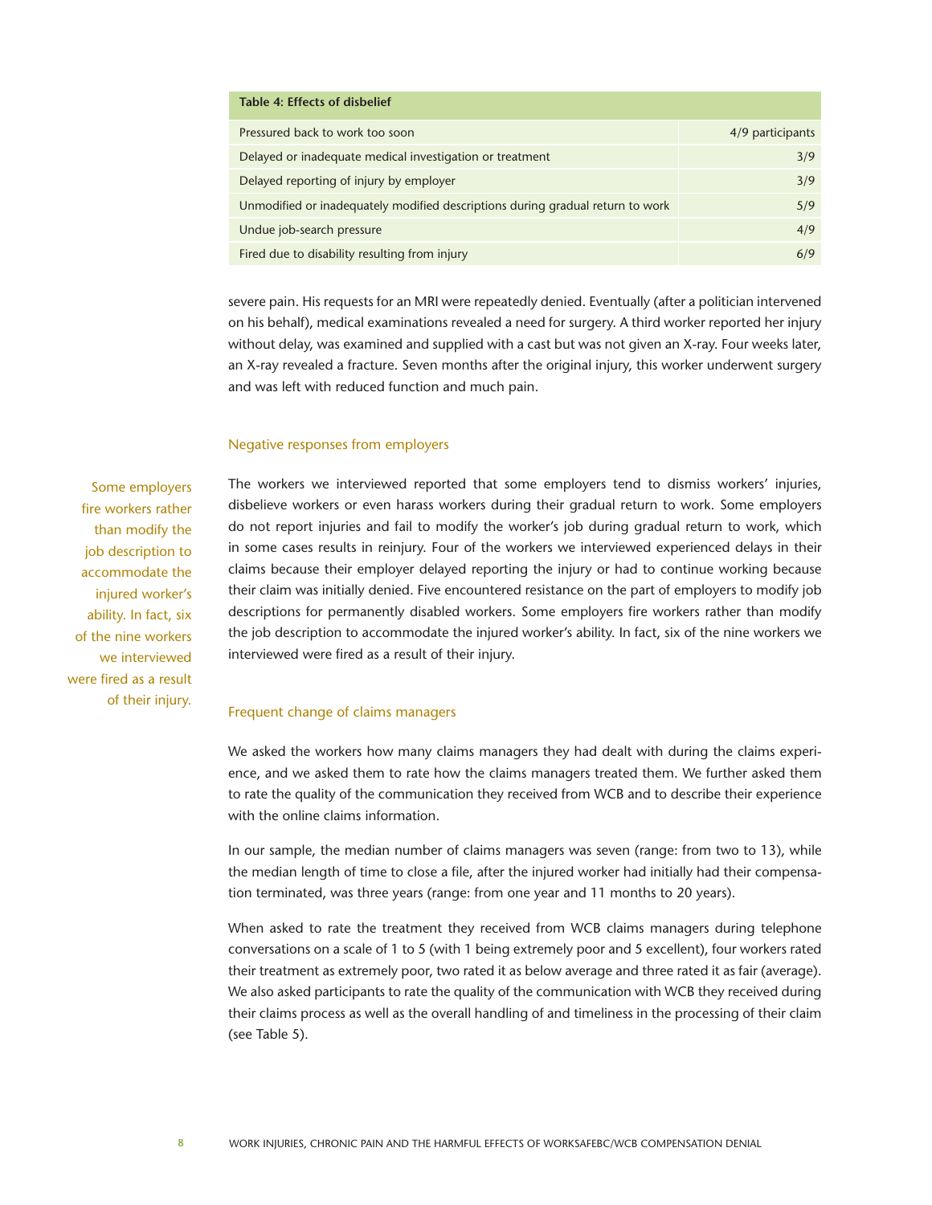| Table 4: Effects of disbelief | |
|---|---|
| Pressured back to work too soon | 4/9 participants |
| Delayed or inadequate medical investigation or treatment | 3/9 |
| Delayed reporting of injury by employer | 3/9 |
| Unmodified or inadequately modified descriptions during gradual return to work | 5/9 |
| Undue job-search pressure | 4/9 |
| Fired due to disability resulting from injury | 6/9 |

severe pain. His requests for an MRI were repeatedly denied. Eventually (after a politician intervened on his behalf), medical examinations revealed a need for surgery. A third worker reported her injury without delay, was examined and supplied with a cast but was not given an X-ray. Four weeks later, an X-ray revealed a fracture. Seven months after the original injury, this worker underwent surgery and was left with reduced function and much pain.

### Negative responses from employers

The workers we interviewed reported that some employers tend to dismiss workers' injuries, disbelieve workers or even harass workers during their gradual return to work. Some employers do not report injuries and fail to modify the worker's job during gradual return to work, which in some cases results in reinjury. Four of the workers we interviewed experienced delays in their claims because their employer delayed reporting the injury or had to continue working because their claim was initially denied. Five encountered resistance on the part of employers to modify job descriptions for permanently disabled workers. Some employers fire workers rather than modify the job description to accommodate the injured worker's ability. In fact, six of the nine workers we interviewed were fired as a result of their injury.

> Some employers fire workers rather than modify the job description to accommodate the injured worker's ability. In fact, six of the nine workers we interviewed were fired as a result of their injury.

### Frequent change of claims managers

We asked the workers how many claims managers they had dealt with during the claims experience, and we asked them to rate how the claims managers treated them. We further asked them to rate the quality of the communication they received from WCB and to describe their experience with the online claims information.

In our sample, the median number of claims managers was seven (range: from two to 13), while the median length of time to close a file, after the injured worker had initially had their compensation terminated, was three years (range: from one year and 11 months to 20 years).

When asked to rate the treatment they received from WCB claims managers during telephone conversations on a scale of 1 to 5 (with 1 being extremely poor and 5 excellent), four workers rated their treatment as extremely poor, two rated it as below average and three rated it as fair (average). We also asked participants to rate the quality of the communication with WCB they received during their claims process as well as the overall handling of and timeliness in the processing of their claim (see Table 5).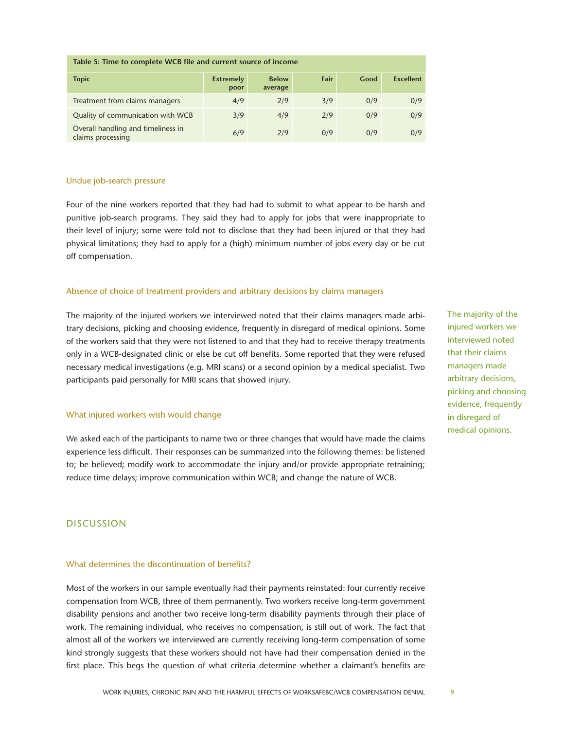| Table 5: Time to complete WCB file and current source of income | | | | | |
|---|---|---|---|---|---|
| **Topic** | **Extremely poor** | **Below average** | **Fair** | **Good** | **Excellent** |
| Treatment from claims managers | 4/9 | 2/9 | 3/9 | 0/9 | 0/9 |
| Quality of communication with WCB | 3/9 | 4/9 | 2/9 | 0/9 | 0/9 |
| Overall handling and timeliness in claims processing | 6/9 | 2/9 | 0/9 | 0/9 | 0/9 |

### Undue job-search pressure

Four of the nine workers reported that they had had to submit to what appear to be harsh and punitive job-search programs. They said they had to apply for jobs that were inappropriate to their level of injury; some were told not to disclose that they had been injured or that they had physical limitations; they had to apply for a (high) minimum number of jobs every day or be cut off compensation.

### Absence of choice of treatment providers and arbitrary decisions by claims managers

The majority of the injured workers we interviewed noted that their claims managers made arbitrary decisions, picking and choosing evidence, frequently in disregard of medical opinions. Some of the workers said that they were not listened to and that they had to receive therapy treatments only in a WCB-designated clinic or else be cut off benefits. Some reported that they were refused necessary medical investigations (e.g. MRI scans) or a second opinion by a medical specialist. Two participants paid personally for MRI scans that showed injury.

The majority of the injured workers we interviewed noted that their claims managers made arbitrary decisions, picking and choosing evidence, frequently in disregard of medical opinions.

### What injured workers wish would change

We asked each of the participants to name two or three changes that would have made the claims experience less difficult. Their responses can be summarized into the following themes: be listened to; be believed; modify work to accommodate the injury and/or provide appropriate retraining; reduce time delays; improve communication within WCB; and change the nature of WCB.

## DISCUSSION

### What determines the discontinuation of benefits?

Most of the workers in our sample eventually had their payments reinstated: four currently receive compensation from WCB, three of them permanently. Two workers receive long-term government disability pensions and another two receive long-term disability payments through their place of work. The remaining individual, who receives no compensation, is still out of work. The fact that almost all of the workers we interviewed are currently receiving long-term compensation of some kind strongly suggests that these workers should not have had their compensation denied in the first place. This begs the question of what criteria determine whether a claimant's benefits are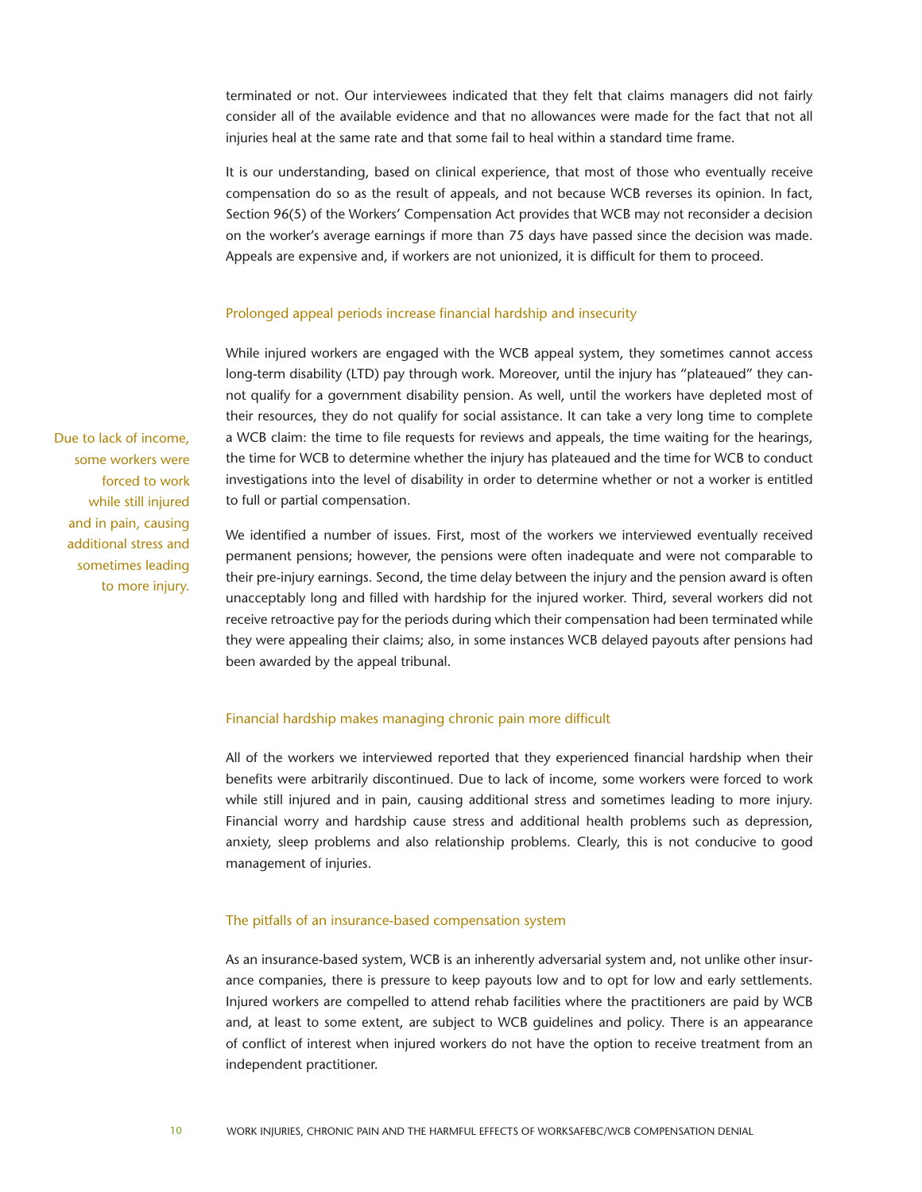terminated or not. Our interviewees indicated that they felt that claims managers did not fairly consider all of the available evidence and that no allowances were made for the fact that not all injuries heal at the same rate and that some fail to heal within a standard time frame.

It is our understanding, based on clinical experience, that most of those who eventually receive compensation do so as the result of appeals, and not because WCB reverses its opinion. In fact, Section 96(5) of the Workers' Compensation Act provides that WCB may not reconsider a decision on the worker's average earnings if more than 75 days have passed since the decision was made. Appeals are expensive and, if workers are not unionized, it is difficult for them to proceed.

### Prolonged appeal periods increase financial hardship and insecurity

While injured workers are engaged with the WCB appeal system, they sometimes cannot access long-term disability (LTD) pay through work. Moreover, until the injury has "plateaued" they cannot qualify for a government disability pension. As well, until the workers have depleted most of their resources, they do not qualify for social assistance. It can take a very long time to complete a WCB claim: the time to file requests for reviews and appeals, the time waiting for the hearings, the time for WCB to determine whether the injury has plateaued and the time for WCB to conduct investigations into the level of disability in order to determine whether or not a worker is entitled to full or partial compensation.

> Due to lack of income, some workers were forced to work while still injured and in pain, causing additional stress and sometimes leading to more injury.

We identified a number of issues. First, most of the workers we interviewed eventually received permanent pensions; however, the pensions were often inadequate and were not comparable to their pre-injury earnings. Second, the time delay between the injury and the pension award is often unacceptably long and filled with hardship for the injured worker. Third, several workers did not receive retroactive pay for the periods during which their compensation had been terminated while they were appealing their claims; also, in some instances WCB delayed payouts after pensions had been awarded by the appeal tribunal.

### Financial hardship makes managing chronic pain more difficult

All of the workers we interviewed reported that they experienced financial hardship when their benefits were arbitrarily discontinued. Due to lack of income, some workers were forced to work while still injured and in pain, causing additional stress and sometimes leading to more injury. Financial worry and hardship cause stress and additional health problems such as depression, anxiety, sleep problems and also relationship problems. Clearly, this is not conducive to good management of injuries.

### The pitfalls of an insurance-based compensation system

As an insurance-based system, WCB is an inherently adversarial system and, not unlike other insurance companies, there is pressure to keep payouts low and to opt for low and early settlements. Injured workers are compelled to attend rehab facilities where the practitioners are paid by WCB and, at least to some extent, are subject to WCB guidelines and policy. There is an appearance of conflict of interest when injured workers do not have the option to receive treatment from an independent practitioner.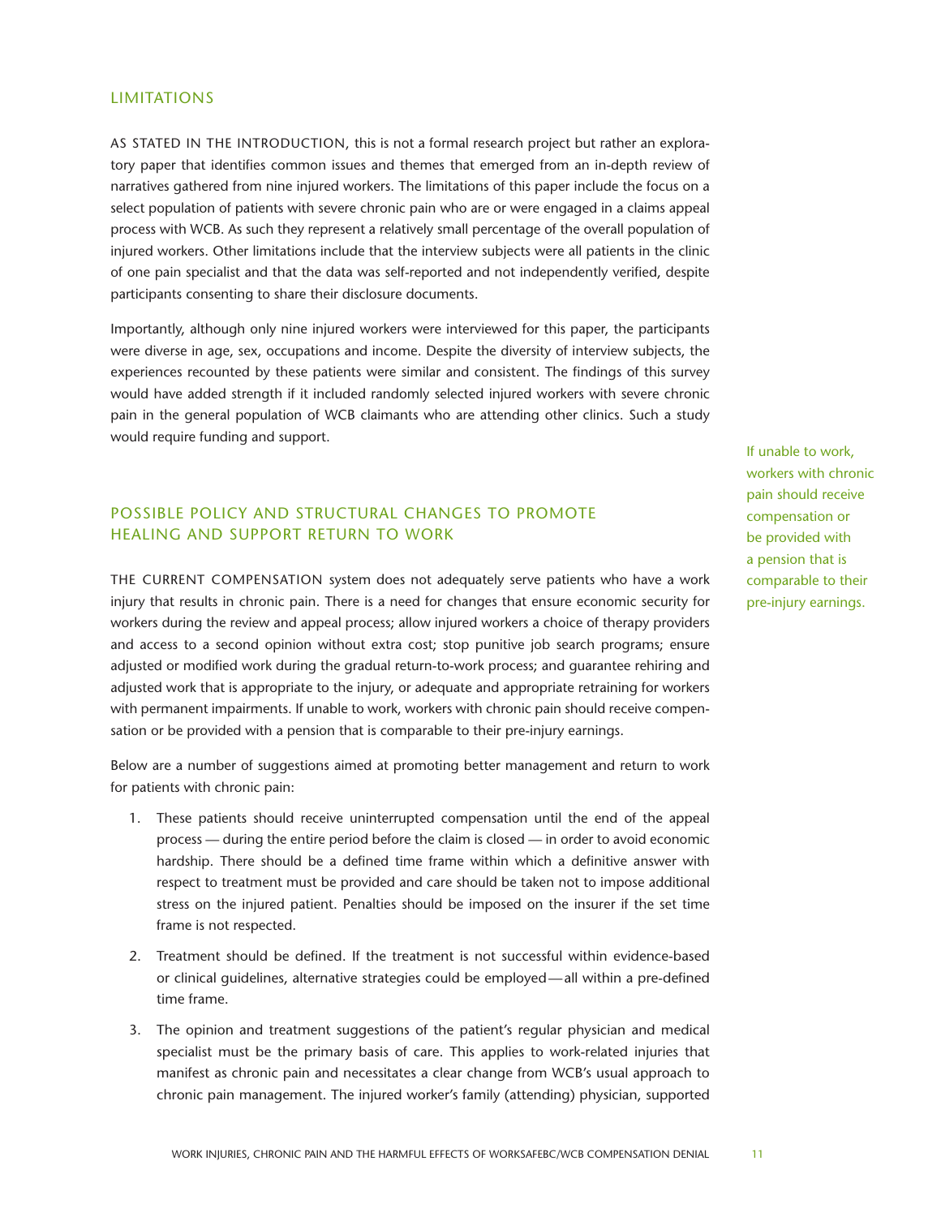## LIMITATIONS

AS STATED IN THE INTRODUCTION, this is not a formal research project but rather an exploratory paper that identifies common issues and themes that emerged from an in-depth review of narratives gathered from nine injured workers. The limitations of this paper include the focus on a select population of patients with severe chronic pain who are or were engaged in a claims appeal process with WCB. As such they represent a relatively small percentage of the overall population of injured workers. Other limitations include that the interview subjects were all patients in the clinic of one pain specialist and that the data was self-reported and not independently verified, despite participants consenting to share their disclosure documents.

Importantly, although only nine injured workers were interviewed for this paper, the participants were diverse in age, sex, occupations and income. Despite the diversity of interview subjects, the experiences recounted by these patients were similar and consistent. The findings of this survey would have added strength if it included randomly selected injured workers with severe chronic pain in the general population of WCB claimants who are attending other clinics. Such a study would require funding and support.

## POSSIBLE POLICY AND STRUCTURAL CHANGES TO PROMOTE HEALING AND SUPPORT RETURN TO WORK

THE CURRENT COMPENSATION system does not adequately serve patients who have a work injury that results in chronic pain. There is a need for changes that ensure economic security for workers during the review and appeal process; allow injured workers a choice of therapy providers and access to a second opinion without extra cost; stop punitive job search programs; ensure adjusted or modified work during the gradual return-to-work process; and guarantee rehiring and adjusted work that is appropriate to the injury, or adequate and appropriate retraining for workers with permanent impairments. If unable to work, workers with chronic pain should receive compensation or be provided with a pension that is comparable to their pre-injury earnings.

> If unable to work, workers with chronic pain should receive compensation or be provided with a pension that is comparable to their pre-injury earnings.

Below are a number of suggestions aimed at promoting better management and return to work for patients with chronic pain:

1. These patients should receive uninterrupted compensation until the end of the appeal process — during the entire period before the claim is closed — in order to avoid economic hardship. There should be a defined time frame within which a definitive answer with respect to treatment must be provided and care should be taken not to impose additional stress on the injured patient. Penalties should be imposed on the insurer if the set time frame is not respected.
2. Treatment should be defined. If the treatment is not successful within evidence-based or clinical guidelines, alternative strategies could be employed — all within a pre-defined time frame.
3. The opinion and treatment suggestions of the patient's regular physician and medical specialist must be the primary basis of care. This applies to work-related injuries that manifest as chronic pain and necessitates a clear change from WCB's usual approach to chronic pain management. The injured worker's family (attending) physician, supported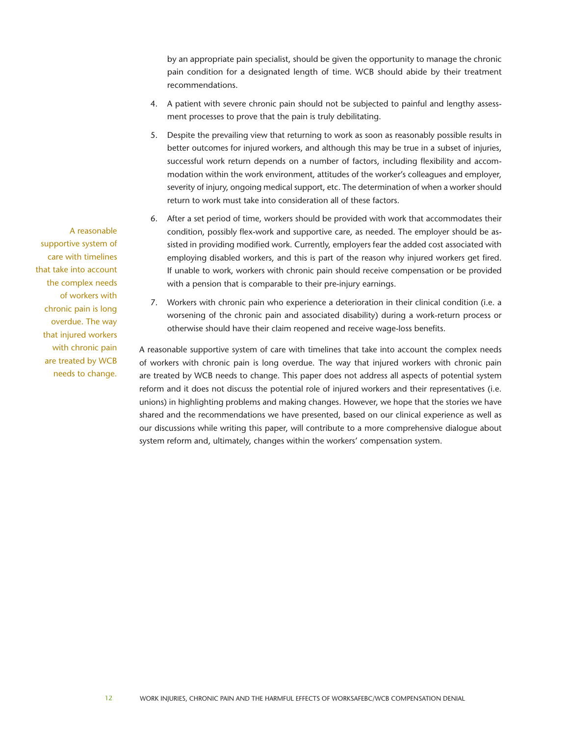by an appropriate pain specialist, should be given the opportunity to manage the chronic pain condition for a designated length of time. WCB should abide by their treatment recommendations.

4. A patient with severe chronic pain should not be subjected to painful and lengthy assessment processes to prove that the pain is truly debilitating.

5. Despite the prevailing view that returning to work as soon as reasonably possible results in better outcomes for injured workers, and although this may be true in a subset of injuries, successful work return depends on a number of factors, including flexibility and accommodation within the work environment, attitudes of the worker's colleagues and employer, severity of injury, ongoing medical support, etc. The determination of when a worker should return to work must take into consideration all of these factors.

6. After a set period of time, workers should be provided with work that accommodates their condition, possibly flex-work and supportive care, as needed. The employer should be assisted in providing modified work. Currently, employers fear the added cost associated with employing disabled workers, and this is part of the reason why injured workers get fired. If unable to work, workers with chronic pain should receive compensation or be provided with a pension that is comparable to their pre-injury earnings.

7. Workers with chronic pain who experience a deterioration in their clinical condition (i.e. a worsening of the chronic pain and associated disability) during a work-return process or otherwise should have their claim reopened and receive wage-loss benefits.

> A reasonable supportive system of care with timelines that take into account the complex needs of workers with chronic pain is long overdue. The way that injured workers with chronic pain are treated by WCB needs to change.

A reasonable supportive system of care with timelines that take into account the complex needs of workers with chronic pain is long overdue. The way that injured workers with chronic pain are treated by WCB needs to change. This paper does not address all aspects of potential system reform and it does not discuss the potential role of injured workers and their representatives (i.e. unions) in highlighting problems and making changes. However, we hope that the stories we have shared and the recommendations we have presented, based on our clinical experience as well as our discussions while writing this paper, will contribute to a more comprehensive dialogue about system reform and, ultimately, changes within the workers' compensation system.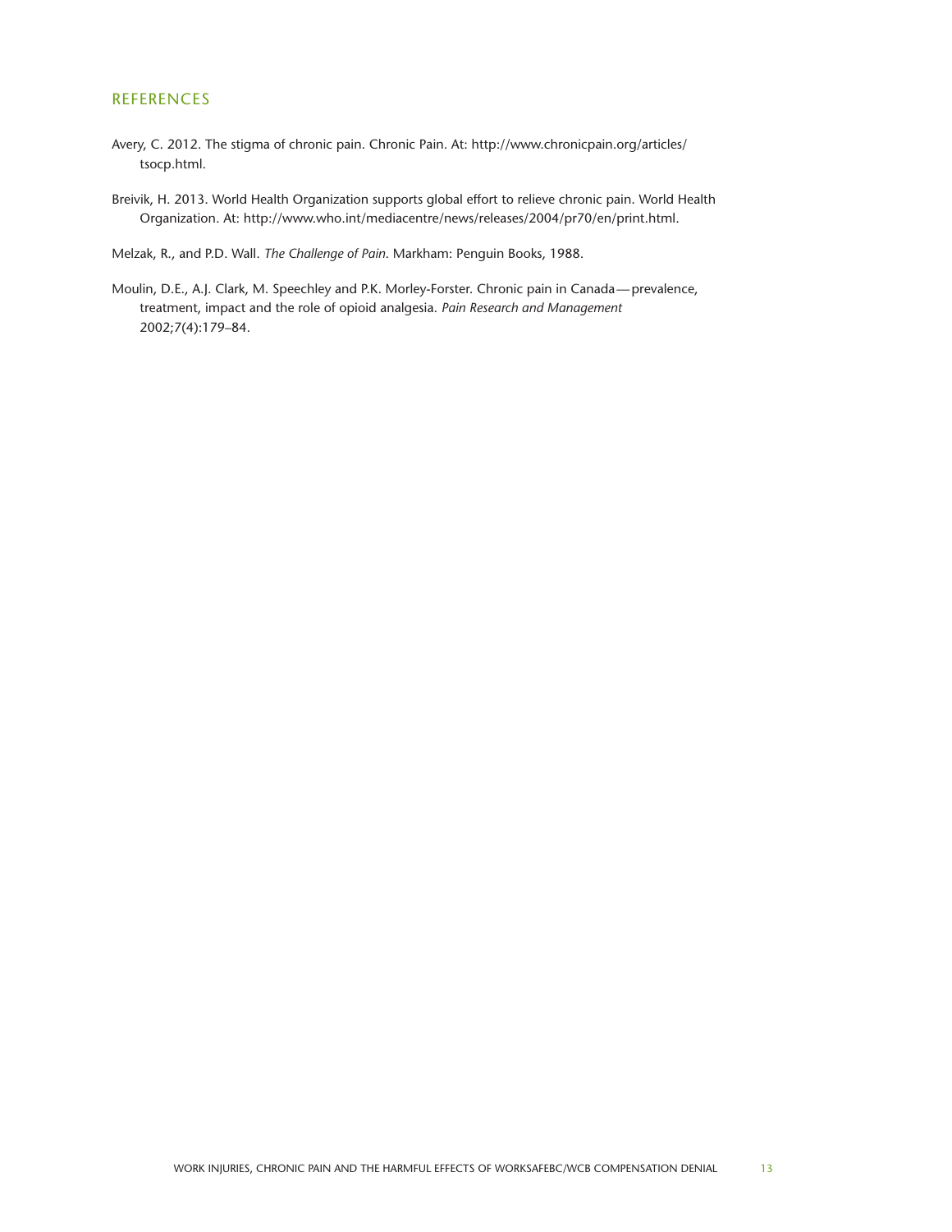## REFERENCES

Avery, C. 2012. The stigma of chronic pain. Chronic Pain. At: http://www.chronicpain.org/articles/tsocp.html.

Breivik, H. 2013. World Health Organization supports global effort to relieve chronic pain. World Health Organization. At: http://www.who.int/mediacentre/news/releases/2004/pr70/en/print.html.

Melzak, R., and P.D. Wall. *The Challenge of Pain*. Markham: Penguin Books, 1988.

Moulin, D.E., A.J. Clark, M. Speechley and P.K. Morley-Forster. Chronic pain in Canada — prevalence, treatment, impact and the role of opioid analgesia. *Pain Research and Management* 2002;7(4):179–84.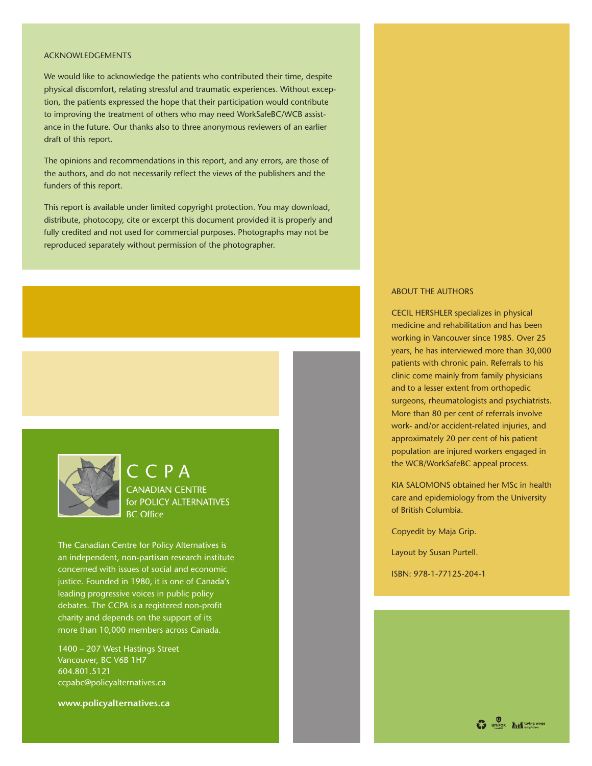## ACKNOWLEDGEMENTS

We would like to acknowledge the patients who contributed their time, despite physical discomfort, relating stressful and traumatic experiences. Without exception, the patients expressed the hope that their participation would contribute to improving the treatment of others who may need WorkSafeBC/WCB assistance in the future. Our thanks also to three anonymous reviewers of an earlier draft of this report.

The opinions and recommendations in this report, and any errors, are those of the authors, and do not necessarily reflect the views of the publishers and the funders of this report.

This report is available under limited copyright protection. You may download, distribute, photocopy, cite or excerpt this document provided it is properly and fully credited and not used for commercial purposes. Photographs may not be reproduced separately without permission of the photographer.

CCPA
CANADIAN CENTRE for POLICY ALTERNATIVES
BC Office

The Canadian Centre for Policy Alternatives is an independent, non-partisan research institute concerned with issues of social and economic justice. Founded in 1980, it is one of Canada's leading progressive voices in public policy debates. The CCPA is a registered non-profit charity and depends on the support of its more than 10,000 members across Canada.

1400 – 207 West Hastings Street
Vancouver, BC V6B 1H7
604.801.5121
ccpabc@policyalternatives.ca

**www.policyalternatives.ca**

## ABOUT THE AUTHORS

CECIL HERSHLER specializes in physical medicine and rehabilitation and has been working in Vancouver since 1985. Over 25 years, he has interviewed more than 30,000 patients with chronic pain. Referrals to his clinic come mainly from family physicians and to a lesser extent from orthopedic surgeons, rheumatologists and psychiatrists. More than 80 per cent of referrals involve work- and/or accident-related injuries, and approximately 20 per cent of his patient population are injured workers engaged in the WCB/WorkSafeBC appeal process.

KIA SALOMONS obtained her MSc in health care and epidemiology from the University of British Columbia.

Copyedit by Maja Grip.

Layout by Susan Purtell.

ISBN: 978-1-77125-204-1